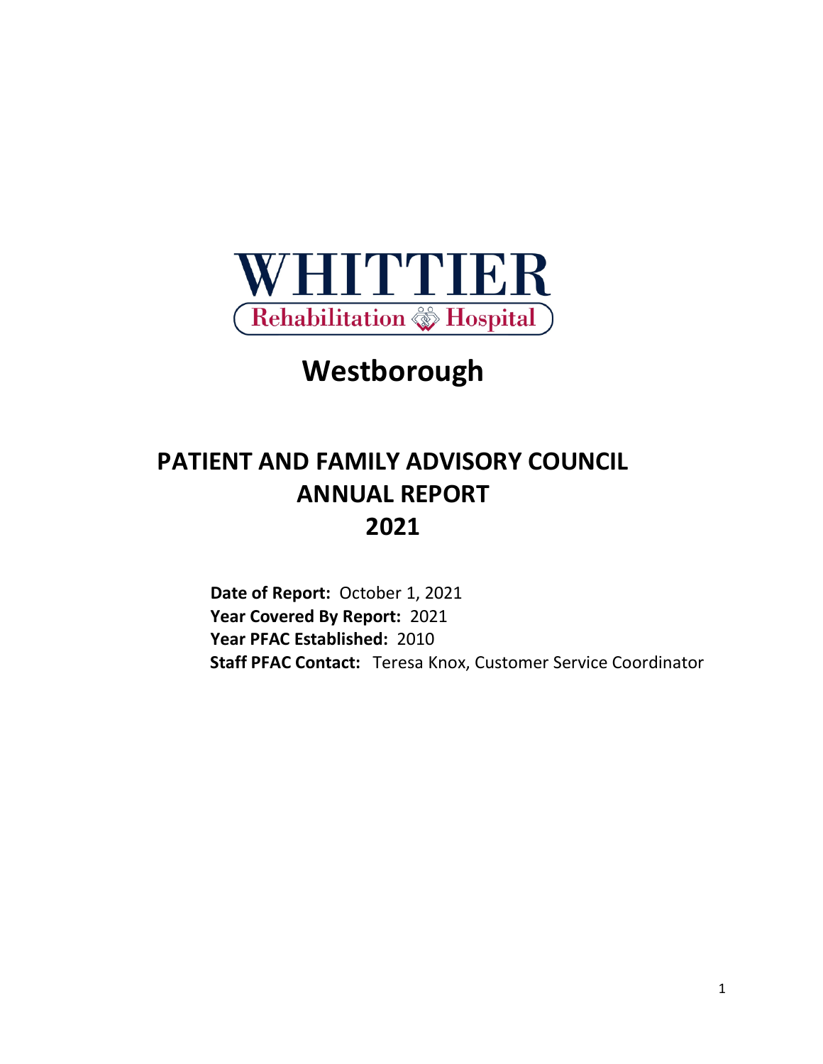WHITTIER

Rehabilitation Hospital

# Westborough

# PATIENT AND FAMILY ADVISORY COUNCIL ANNUAL REPORT 2021

**Date of Report:** October 1, 2021
**Year Covered By Report:** 2021
**Year PFAC Established:** 2010
**Staff PFAC Contact:** Teresa Knox, Customer Service Coordinator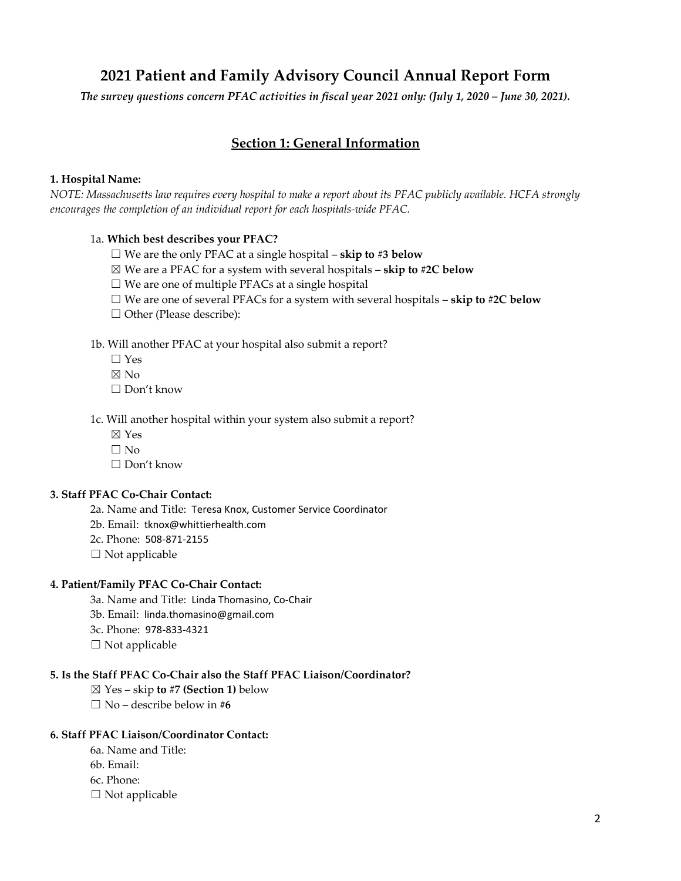# 2021 Patient and Family Advisory Council Annual Report Form

***The survey questions concern PFAC activities in fiscal year 2021 only: (July 1, 2020 – June 30, 2021).***

## Section 1: General Information

**1. Hospital Name:**

*NOTE: Massachusetts law requires every hospital to make a report about its PFAC publicly available. HCFA strongly encourages the completion of an individual report for each hospitals-wide PFAC.*

1a. **Which best describes your PFAC?**

- ☐ We are the only PFAC at a single hospital – **skip to #3 below**
- ☒ We are a PFAC for a system with several hospitals – **skip to #2C below**
- ☐ We are one of multiple PFACs at a single hospital
- ☐ We are one of several PFACs for a system with several hospitals – **skip to #2C below**
- ☐ Other (Please describe):

1b. Will another PFAC at your hospital also submit a report?

- ☐ Yes
- ☒ No
- ☐ Don't know

1c. Will another hospital within your system also submit a report?

- ☒ Yes
- ☐ No
- ☐ Don't know

**3. Staff PFAC Co-Chair Contact:**

2a. Name and Title: Teresa Knox, Customer Service Coordinator
2b. Email: tknox@whittierhealth.com
2c. Phone: 508-871-2155
☐ Not applicable

**4. Patient/Family PFAC Co-Chair Contact:**

3a. Name and Title: Linda Thomasino, Co-Chair
3b. Email: linda.thomasino@gmail.com
3c. Phone: 978-833-4321
☐ Not applicable

**5. Is the Staff PFAC Co-Chair also the Staff PFAC Liaison/Coordinator?**

- ☒ Yes – skip **to #7 (Section 1)** below
- ☐ No – describe below in #**6**

**6. Staff PFAC Liaison/Coordinator Contact:**

6a. Name and Title:
6b. Email:
6c. Phone:
☐ Not applicable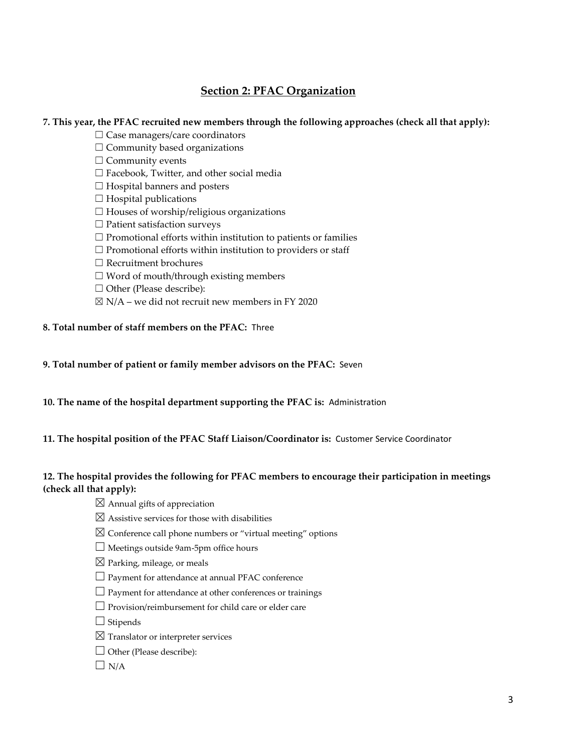## Section 2: PFAC Organization

**7. This year, the PFAC recruited new members through the following approaches (check all that apply):**

- ☐ Case managers/care coordinators
- ☐ Community based organizations
- ☐ Community events
- ☐ Facebook, Twitter, and other social media
- ☐ Hospital banners and posters
- ☐ Hospital publications
- ☐ Houses of worship/religious organizations
- ☐ Patient satisfaction surveys
- ☐ Promotional efforts within institution to patients or families
- ☐ Promotional efforts within institution to providers or staff
- ☐ Recruitment brochures
- ☐ Word of mouth/through existing members
- ☐ Other (Please describe):
- ☒ N/A – we did not recruit new members in FY 2020

**8. Total number of staff members on the PFAC:** Three

**9. Total number of patient or family member advisors on the PFAC:** Seven

**10. The name of the hospital department supporting the PFAC is:** Administration

**11. The hospital position of the PFAC Staff Liaison/Coordinator is:** Customer Service Coordinator

**12. The hospital provides the following for PFAC members to encourage their participation in meetings (check all that apply):**

- ☒ Annual gifts of appreciation
- ☒ Assistive services for those with disabilities
- ☒ Conference call phone numbers or "virtual meeting" options
- ☐ Meetings outside 9am-5pm office hours
- ☒ Parking, mileage, or meals
- ☐ Payment for attendance at annual PFAC conference
- ☐ Payment for attendance at other conferences or trainings
- ☐ Provision/reimbursement for child care or elder care
- ☐ Stipends
- ☒ Translator or interpreter services
- ☐ Other (Please describe):
- ☐ N/A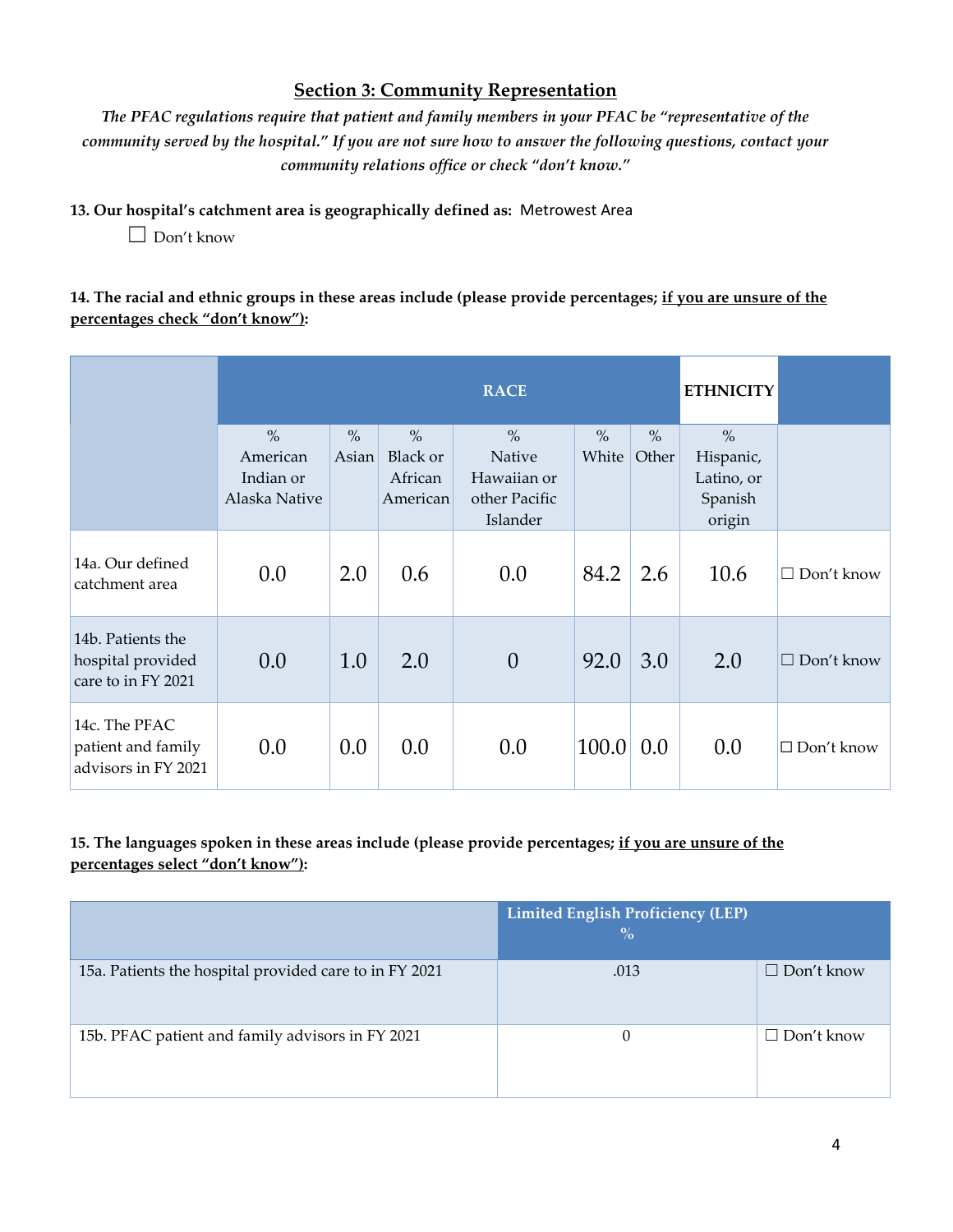## Section 3: Community Representation

*The PFAC regulations require that patient and family members in your PFAC be "representative of the community served by the hospital." If you are not sure how to answer the following questions, contact your community relations office or check "don't know."*

**13. Our hospital's catchment area is geographically defined as:** Metrowest Area

☐ Don't know

**14. The racial and ethnic groups in these areas include (please provide percentages; <u>if you are unsure of the percentages check "don't know"</u>):**

| | RACE | | | | | | ETHNICITY | |
|---|---|---|---|---|---|---|---|---|
| | % American Indian or Alaska Native | % Asian | % Black or African American | % Native Hawaiian or other Pacific Islander | % White | % Other | % Hispanic, Latino, or Spanish origin | |
| 14a. Our defined catchment area | 0.0 | 2.0 | 0.6 | 0.0 | 84.2 | 2.6 | 10.6 | ☐ Don't know |
| 14b. Patients the hospital provided care to in FY 2021 | 0.0 | 1.0 | 2.0 | 0 | 92.0 | 3.0 | 2.0 | ☐ Don't know |
| 14c. The PFAC patient and family advisors in FY 2021 | 0.0 | 0.0 | 0.0 | 0.0 | 100.0 | 0.0 | 0.0 | ☐ Don't know |

**15. The languages spoken in these areas include (please provide percentages; <u>if you are unsure of the percentages select "don't know"</u>):**

| | Limited English Proficiency (LEP) % | |
|---|---|---|
| 15a. Patients the hospital provided care to in FY 2021 | .013 | ☐ Don't know |
| 15b. PFAC patient and family advisors in FY 2021 | 0 | ☐ Don't know |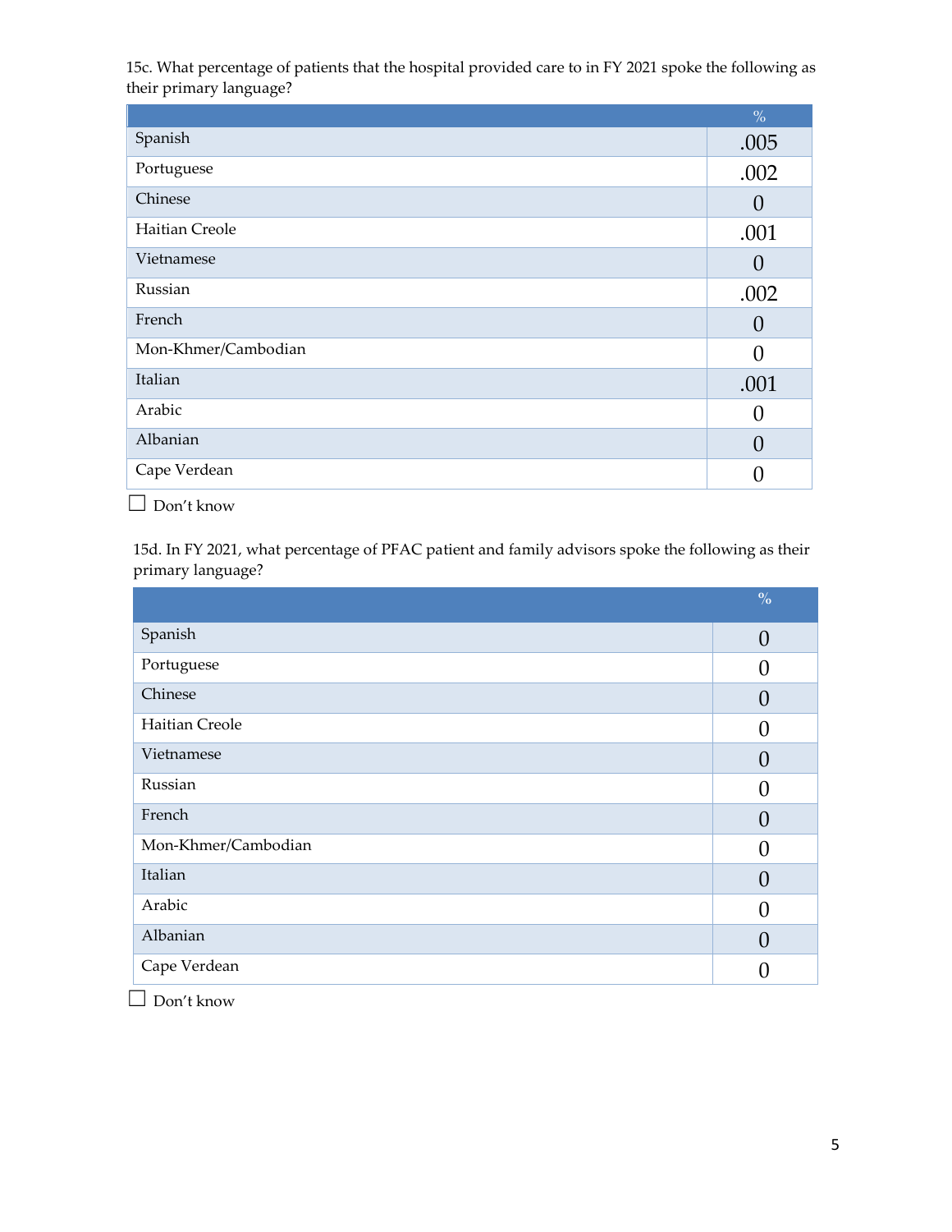15c. What percentage of patients that the hospital provided care to in FY 2021 spoke the following as their primary language?

| | % |
|---|---|
| Spanish | .005 |
| Portuguese | .002 |
| Chinese | 0 |
| Haitian Creole | .001 |
| Vietnamese | 0 |
| Russian | .002 |
| French | 0 |
| Mon-Khmer/Cambodian | 0 |
| Italian | .001 |
| Arabic | 0 |
| Albanian | 0 |
| Cape Verdean | 0 |

☐ Don't know

15d. In FY 2021, what percentage of PFAC patient and family advisors spoke the following as their primary language?

| | % |
|---|---|
| Spanish | 0 |
| Portuguese | 0 |
| Chinese | 0 |
| Haitian Creole | 0 |
| Vietnamese | 0 |
| Russian | 0 |
| French | 0 |
| Mon-Khmer/Cambodian | 0 |
| Italian | 0 |
| Arabic | 0 |
| Albanian | 0 |
| Cape Verdean | 0 |

☐ Don't know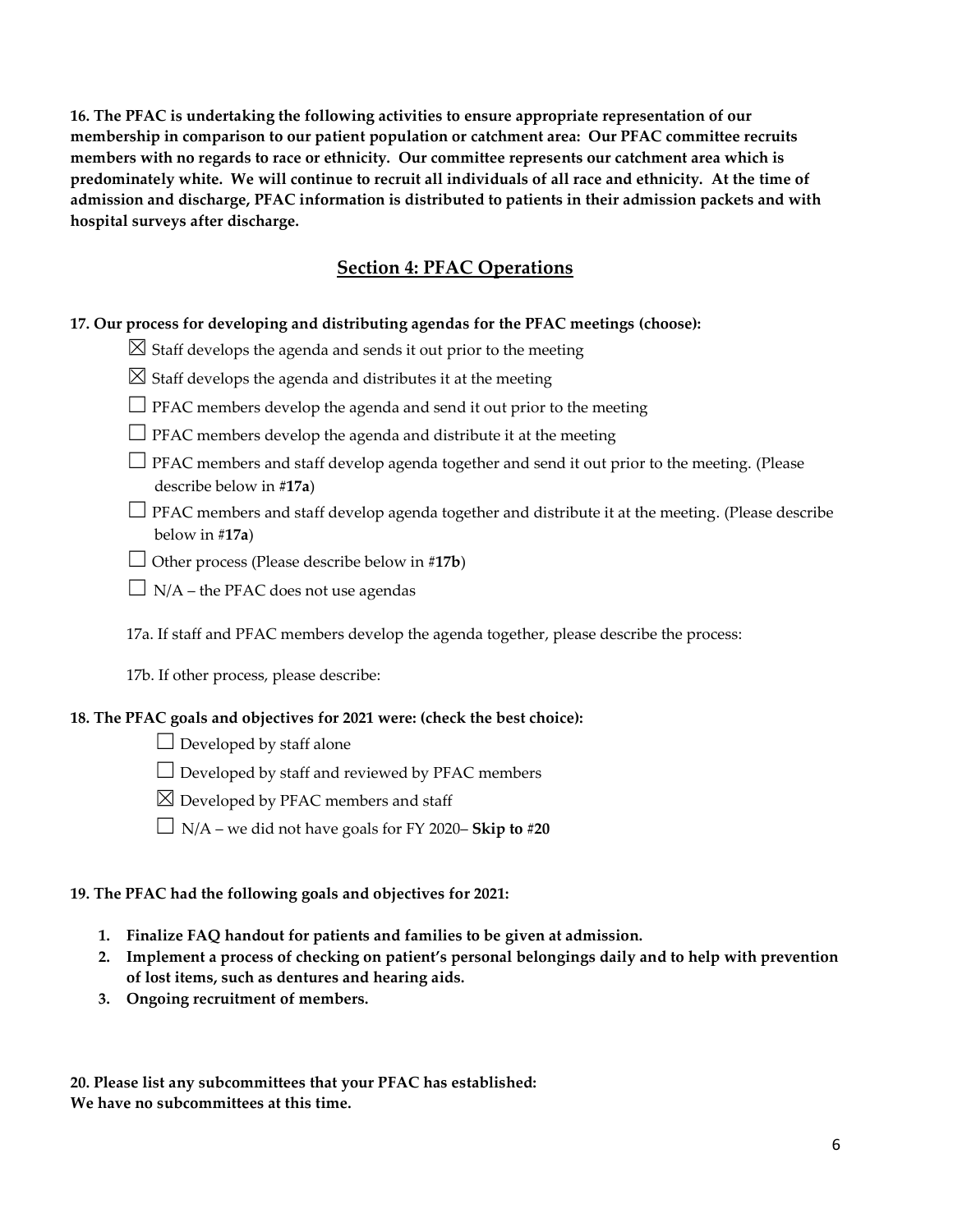**16. The PFAC is undertaking the following activities to ensure appropriate representation of our membership in comparison to our patient population or catchment area: Our PFAC committee recruits members with no regards to race or ethnicity. Our committee represents our catchment area which is predominately white. We will continue to recruit all individuals of all race and ethnicity. At the time of admission and discharge, PFAC information is distributed to patients in their admission packets and with hospital surveys after discharge.**

## Section 4: PFAC Operations

**17. Our process for developing and distributing agendas for the PFAC meetings (choose):**

- ☒ Staff develops the agenda and sends it out prior to the meeting
- ☒ Staff develops the agenda and distributes it at the meeting
- ☐ PFAC members develop the agenda and send it out prior to the meeting
- ☐ PFAC members develop the agenda and distribute it at the meeting
- ☐ PFAC members and staff develop agenda together and send it out prior to the meeting. (Please describe below in #**17a**)
- ☐ PFAC members and staff develop agenda together and distribute it at the meeting. (Please describe below in #**17a**)
- ☐ Other process (Please describe below in #**17b**)
- ☐ N/A – the PFAC does not use agendas

17a. If staff and PFAC members develop the agenda together, please describe the process:

17b. If other process, please describe:

**18. The PFAC goals and objectives for 2021 were: (check the best choice):**

- ☐ Developed by staff alone
- ☐ Developed by staff and reviewed by PFAC members
- ☒ Developed by PFAC members and staff
- ☐ N/A – we did not have goals for FY 2020– **Skip to #20**

**19. The PFAC had the following goals and objectives for 2021:**

1. **Finalize FAQ handout for patients and families to be given at admission.**
2. **Implement a process of checking on patient's personal belongings daily and to help with prevention of lost items, such as dentures and hearing aids.**
3. **Ongoing recruitment of members.**

**20. Please list any subcommittees that your PFAC has established:**
**We have no subcommittees at this time.**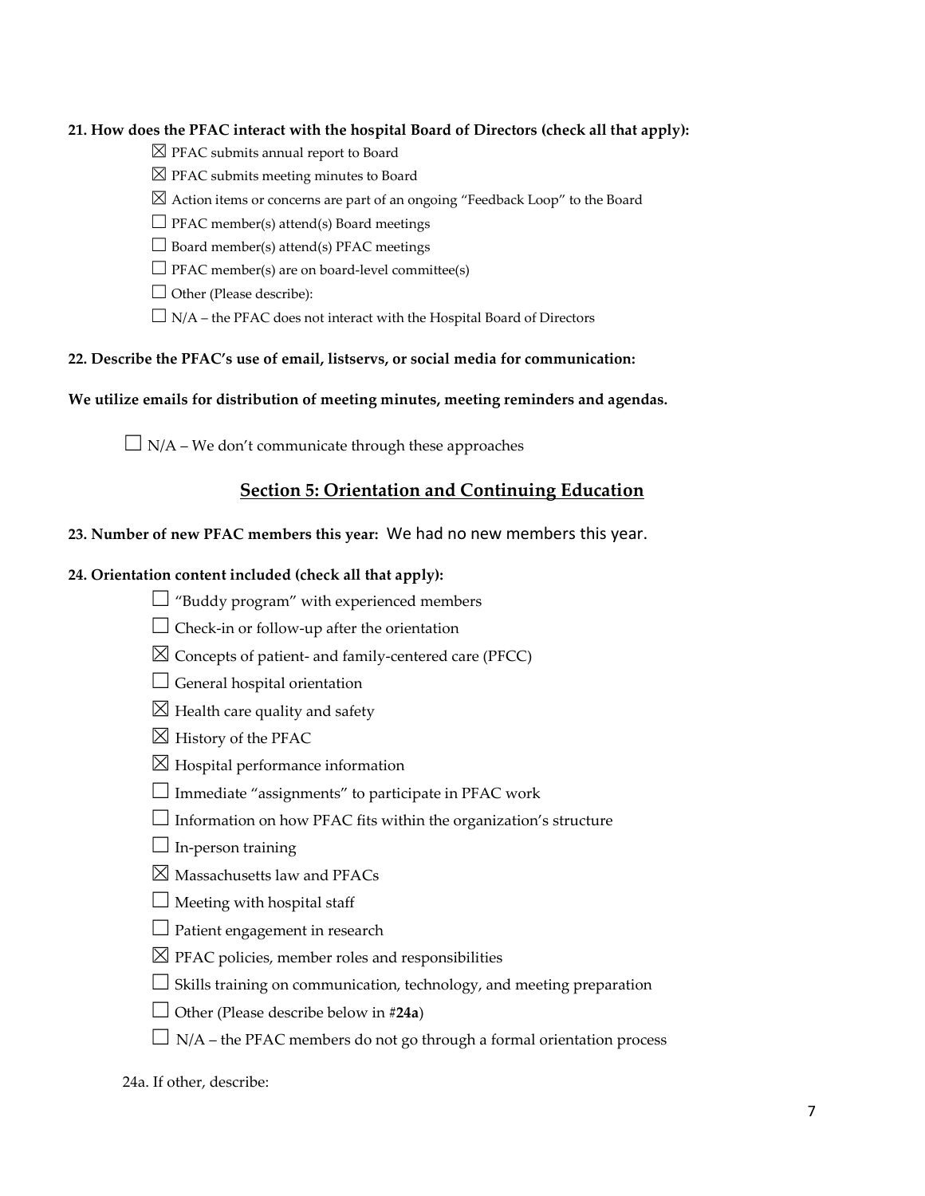**21. How does the PFAC interact with the hospital Board of Directors (check all that apply):**

- ☒ PFAC submits annual report to Board
- ☒ PFAC submits meeting minutes to Board
- ☒ Action items or concerns are part of an ongoing "Feedback Loop" to the Board
- ☐ PFAC member(s) attend(s) Board meetings
- ☐ Board member(s) attend(s) PFAC meetings
- ☐ PFAC member(s) are on board-level committee(s)
- ☐ Other (Please describe):
- ☐ N/A – the PFAC does not interact with the Hospital Board of Directors

**22. Describe the PFAC's use of email, listservs, or social media for communication:**

**We utilize emails for distribution of meeting minutes, meeting reminders and agendas.**

☐ N/A – We don't communicate through these approaches

## Section 5: Orientation and Continuing Education

**23. Number of new PFAC members this year:** We had no new members this year.

**24. Orientation content included (check all that apply):**

- ☐ "Buddy program" with experienced members
- ☐ Check-in or follow-up after the orientation
- ☒ Concepts of patient- and family-centered care (PFCC)
- ☐ General hospital orientation
- ☒ Health care quality and safety
- ☒ History of the PFAC
- ☒ Hospital performance information
- ☐ Immediate "assignments" to participate in PFAC work
- ☐ Information on how PFAC fits within the organization's structure
- ☐ In-person training
- ☒ Massachusetts law and PFACs
- ☐ Meeting with hospital staff
- ☐ Patient engagement in research
- ☒ PFAC policies, member roles and responsibilities
- ☐ Skills training on communication, technology, and meeting preparation
- ☐ Other (Please describe below in #**24a**)
- ☐ N/A – the PFAC members do not go through a formal orientation process

24a. If other, describe: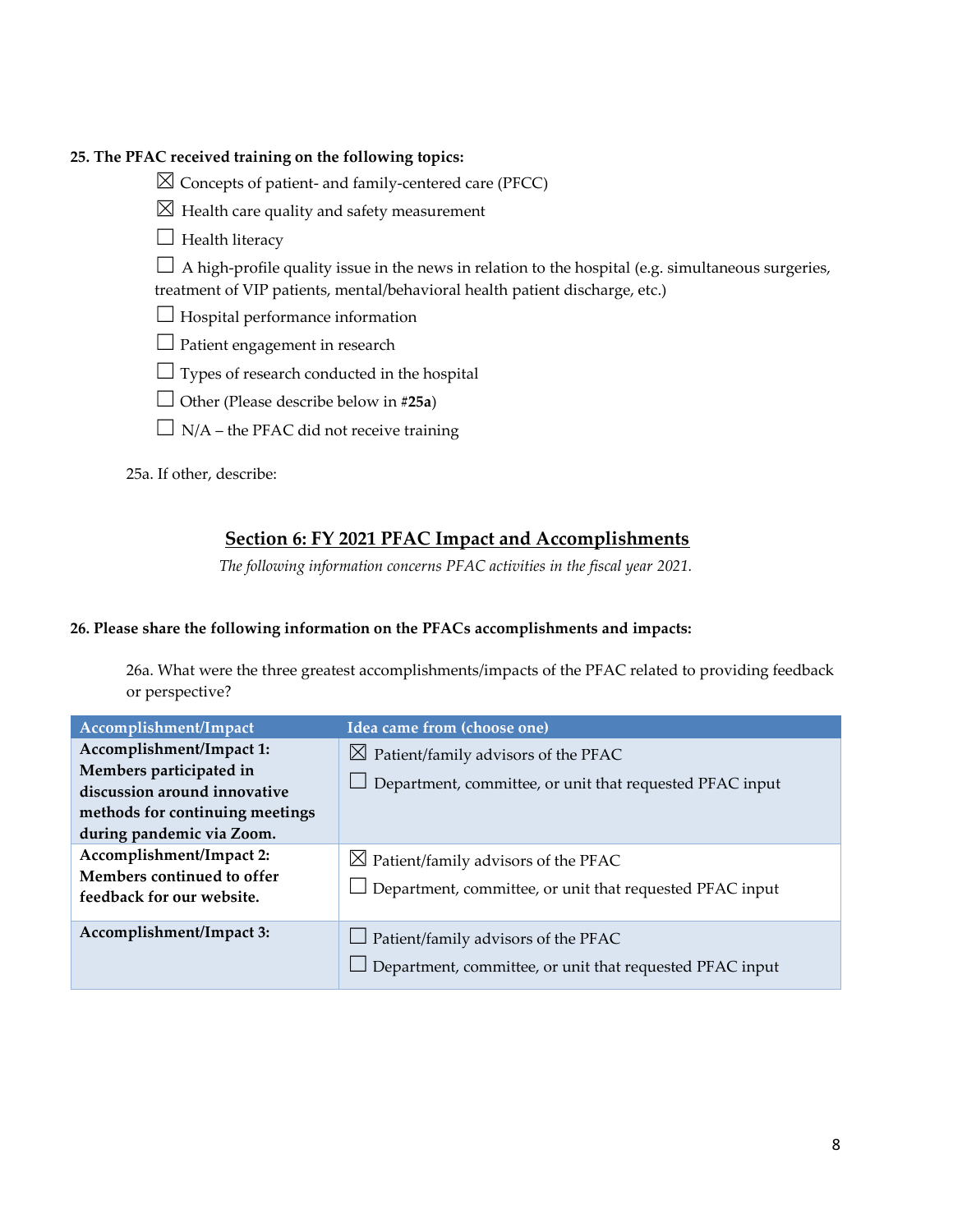**25. The PFAC received training on the following topics:**

☒ Concepts of patient- and family-centered care (PFCC)

☒ Health care quality and safety measurement

☐ Health literacy

☐ A high-profile quality issue in the news in relation to the hospital (e.g. simultaneous surgeries, treatment of VIP patients, mental/behavioral health patient discharge, etc.)

☐ Hospital performance information

☐ Patient engagement in research

☐ Types of research conducted in the hospital

☐ Other (Please describe below in #**25a**)

☐ N/A – the PFAC did not receive training

25a. If other, describe:

## Section 6: FY 2021 PFAC Impact and Accomplishments

*The following information concerns PFAC activities in the fiscal year 2021.*

**26. Please share the following information on the PFACs accomplishments and impacts:**

26a. What were the three greatest accomplishments/impacts of the PFAC related to providing feedback or perspective?

| Accomplishment/Impact | Idea came from (choose one) |
|---|---|
| **Accomplishment/Impact 1: Members participated in discussion around innovative methods for continuing meetings during pandemic via Zoom.** | ☒ Patient/family advisors of the PFAC<br>☐ Department, committee, or unit that requested PFAC input |
| **Accomplishment/Impact 2: Members continued to offer feedback for our website.** | ☒ Patient/family advisors of the PFAC<br>☐ Department, committee, or unit that requested PFAC input |
| **Accomplishment/Impact 3:** | ☐ Patient/family advisors of the PFAC<br>☐ Department, committee, or unit that requested PFAC input |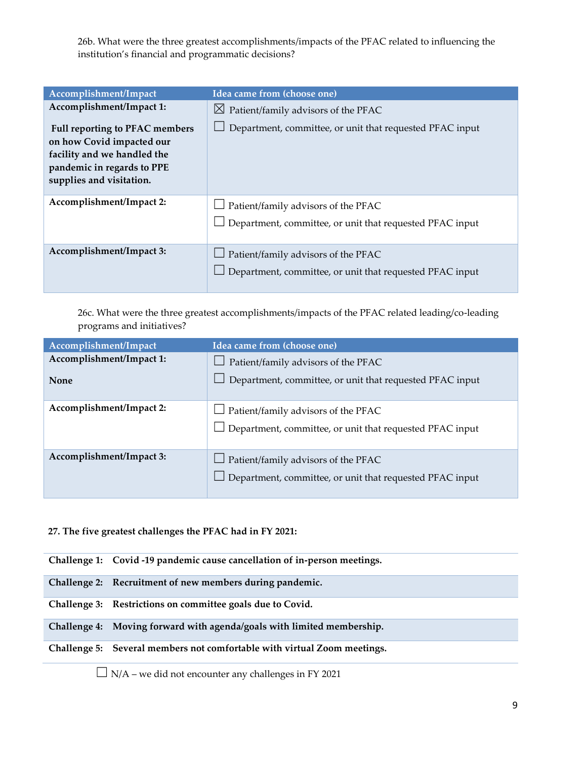26b. What were the three greatest accomplishments/impacts of the PFAC related to influencing the institution's financial and programmatic decisions?

| Accomplishment/Impact | Idea came from (choose one) |
|---|---|
| **Accomplishment/Impact 1:** **Full reporting to PFAC members on how Covid impacted our facility and we handled the pandemic in regards to PPE supplies and visitation.** | ☒ Patient/family advisors of the PFAC ☐ Department, committee, or unit that requested PFAC input |
| **Accomplishment/Impact 2:** | ☐ Patient/family advisors of the PFAC ☐ Department, committee, or unit that requested PFAC input |
| **Accomplishment/Impact 3:** | ☐ Patient/family advisors of the PFAC ☐ Department, committee, or unit that requested PFAC input |

26c. What were the three greatest accomplishments/impacts of the PFAC related leading/co-leading programs and initiatives?

| Accomplishment/Impact | Idea came from (choose one) |
|---|---|
| **Accomplishment/Impact 1:** **None** | ☐ Patient/family advisors of the PFAC ☐ Department, committee, or unit that requested PFAC input |
| **Accomplishment/Impact 2:** | ☐ Patient/family advisors of the PFAC ☐ Department, committee, or unit that requested PFAC input |
| **Accomplishment/Impact 3:** | ☐ Patient/family advisors of the PFAC ☐ Department, committee, or unit that requested PFAC input |

**27. The five greatest challenges the PFAC had in FY 2021:**

| | |
|---|---|
| **Challenge 1:** | **Covid -19 pandemic cause cancellation of in-person meetings.** |
| **Challenge 2:** | **Recruitment of new members during pandemic.** |
| **Challenge 3:** | **Restrictions on committee goals due to Covid.** |
| **Challenge 4:** | **Moving forward with agenda/goals with limited membership.** |
| **Challenge 5:** | **Several members not comfortable with virtual Zoom meetings.** |

☐ N/A – we did not encounter any challenges in FY 2021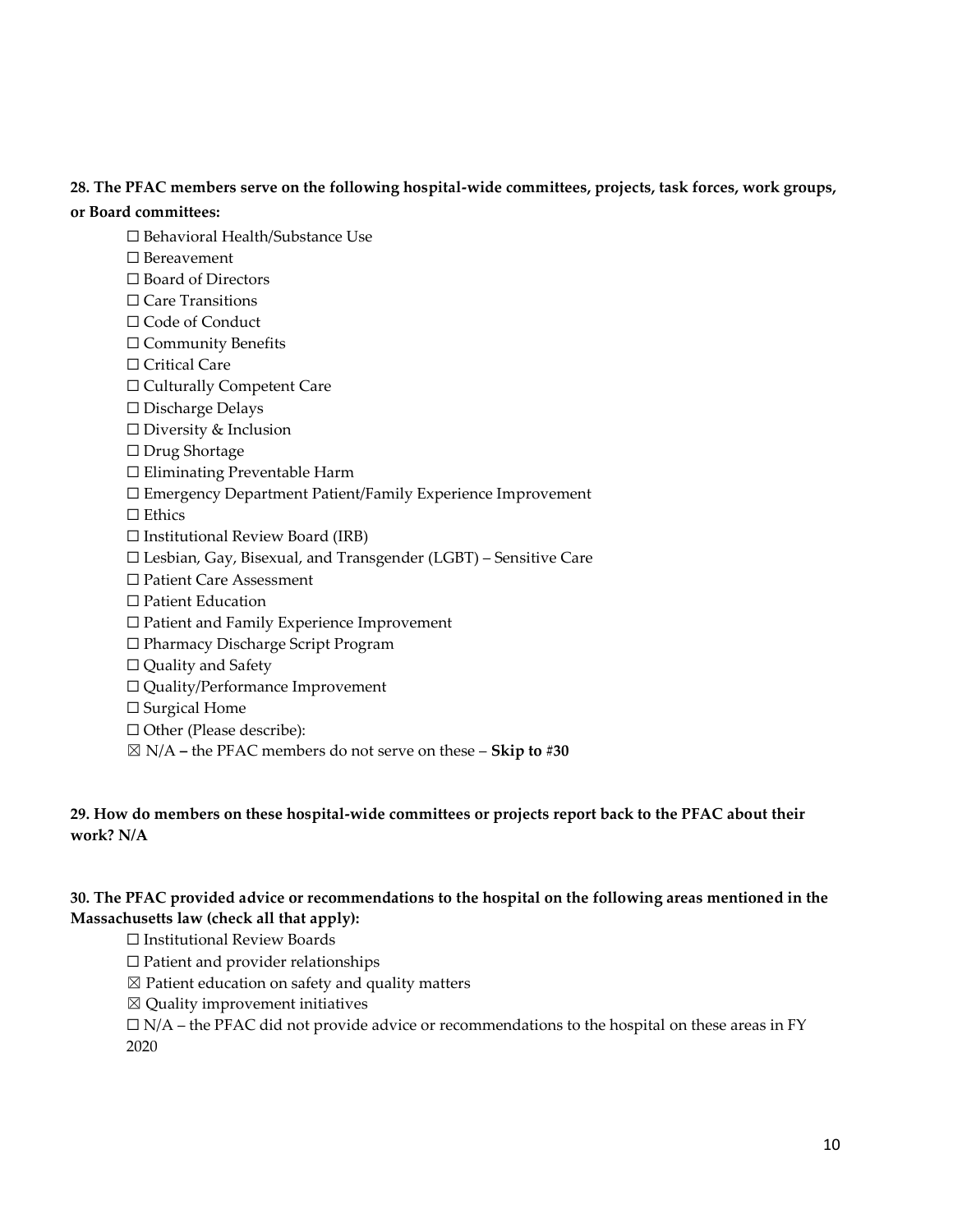**28. The PFAC members serve on the following hospital-wide committees, projects, task forces, work groups, or Board committees:**

☐ Behavioral Health/Substance Use
☐ Bereavement
☐ Board of Directors
☐ Care Transitions
☐ Code of Conduct
☐ Community Benefits
☐ Critical Care
☐ Culturally Competent Care
☐ Discharge Delays
☐ Diversity & Inclusion
☐ Drug Shortage
☐ Eliminating Preventable Harm
☐ Emergency Department Patient/Family Experience Improvement
☐ Ethics
☐ Institutional Review Board (IRB)
☐ Lesbian, Gay, Bisexual, and Transgender (LGBT) – Sensitive Care
☐ Patient Care Assessment
☐ Patient Education
☐ Patient and Family Experience Improvement
☐ Pharmacy Discharge Script Program
☐ Quality and Safety
☐ Quality/Performance Improvement
☐ Surgical Home
☐ Other (Please describe):
☒ N/A **–** the PFAC members do not serve on these – **Skip to #30**

**29. How do members on these hospital-wide committees or projects report back to the PFAC about their work? N/A**

**30. The PFAC provided advice or recommendations to the hospital on the following areas mentioned in the Massachusetts law (check all that apply):**

☐ Institutional Review Boards
☐ Patient and provider relationships
☒ Patient education on safety and quality matters
☒ Quality improvement initiatives
☐ N/A – the PFAC did not provide advice or recommendations to the hospital on these areas in FY 2020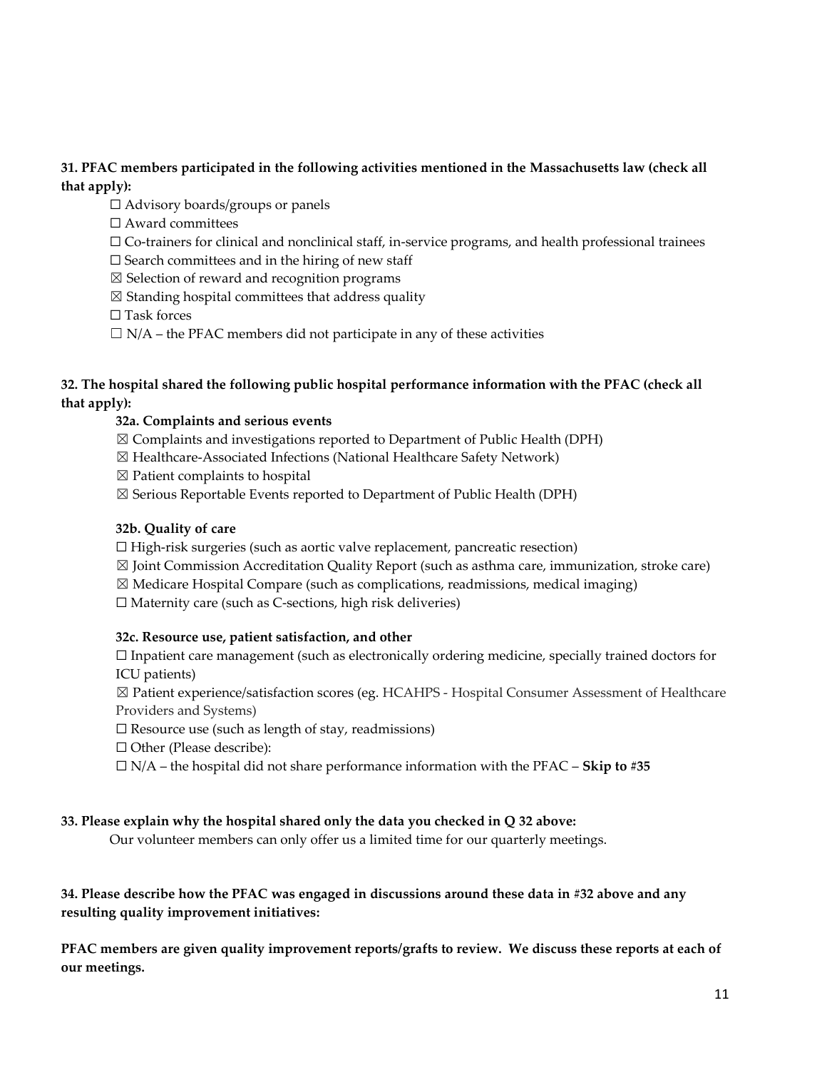**31. PFAC members participated in the following activities mentioned in the Massachusetts law (check all that apply):**

- ☐ Advisory boards/groups or panels
- ☐ Award committees
- ☐ Co-trainers for clinical and nonclinical staff, in-service programs, and health professional trainees
- ☐ Search committees and in the hiring of new staff
- ☒ Selection of reward and recognition programs
- ☒ Standing hospital committees that address quality
- ☐ Task forces
- ☐ N/A – the PFAC members did not participate in any of these activities

**32. The hospital shared the following public hospital performance information with the PFAC (check all that apply):**

**32a. Complaints and serious events**

- ☒ Complaints and investigations reported to Department of Public Health (DPH)
- ☒ Healthcare-Associated Infections (National Healthcare Safety Network)
- ☒ Patient complaints to hospital
- ☒ Serious Reportable Events reported to Department of Public Health (DPH)

**32b. Quality of care**

- ☐ High-risk surgeries (such as aortic valve replacement, pancreatic resection)
- ☒ Joint Commission Accreditation Quality Report (such as asthma care, immunization, stroke care)
- ☒ Medicare Hospital Compare (such as complications, readmissions, medical imaging)
- ☐ Maternity care (such as C-sections, high risk deliveries)

**32c. Resource use, patient satisfaction, and other**

- ☐ Inpatient care management (such as electronically ordering medicine, specially trained doctors for ICU patients)
- ☒ Patient experience/satisfaction scores (eg. HCAHPS - Hospital Consumer Assessment of Healthcare Providers and Systems)
- ☐ Resource use (such as length of stay, readmissions)
- ☐ Other (Please describe):
- ☐ N/A – the hospital did not share performance information with the PFAC – **Skip to #35**

**33. Please explain why the hospital shared only the data you checked in Q 32 above:**

Our volunteer members can only offer us a limited time for our quarterly meetings.

**34. Please describe how the PFAC was engaged in discussions around these data in #32 above and any resulting quality improvement initiatives:**

**PFAC members are given quality improvement reports/grafts to review. We discuss these reports at each of our meetings.**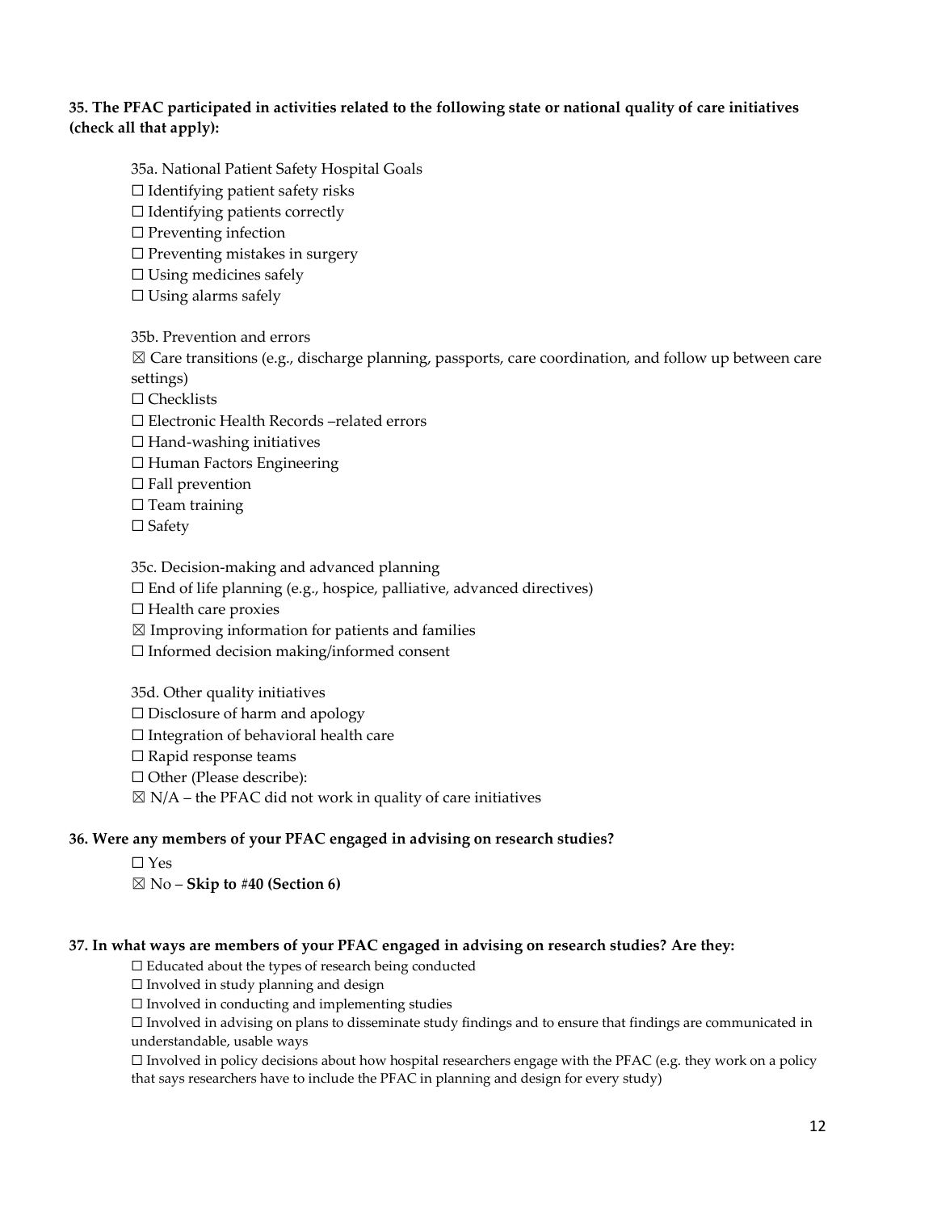**35. The PFAC participated in activities related to the following state or national quality of care initiatives (check all that apply):**

35a. National Patient Safety Hospital Goals

☐ Identifying patient safety risks
☐ Identifying patients correctly
☐ Preventing infection
☐ Preventing mistakes in surgery
☐ Using medicines safely
☐ Using alarms safely

35b. Prevention and errors

☒ Care transitions (e.g., discharge planning, passports, care coordination, and follow up between care settings)
☐ Checklists
☐ Electronic Health Records –related errors
☐ Hand-washing initiatives
☐ Human Factors Engineering
☐ Fall prevention
☐ Team training
☐ Safety

35c. Decision-making and advanced planning

☐ End of life planning (e.g., hospice, palliative, advanced directives)
☐ Health care proxies
☒ Improving information for patients and families
☐ Informed decision making/informed consent

35d. Other quality initiatives

☐ Disclosure of harm and apology
☐ Integration of behavioral health care
☐ Rapid response teams
☐ Other (Please describe):
☒ N/A – the PFAC did not work in quality of care initiatives

**36. Were any members of your PFAC engaged in advising on research studies?**

☐ Yes
☒ No – **Skip to #40 (Section 6)**

**37. In what ways are members of your PFAC engaged in advising on research studies? Are they:**

☐ Educated about the types of research being conducted
☐ Involved in study planning and design
☐ Involved in conducting and implementing studies
☐ Involved in advising on plans to disseminate study findings and to ensure that findings are communicated in understandable, usable ways
☐ Involved in policy decisions about how hospital researchers engage with the PFAC (e.g. they work on a policy that says researchers have to include the PFAC in planning and design for every study)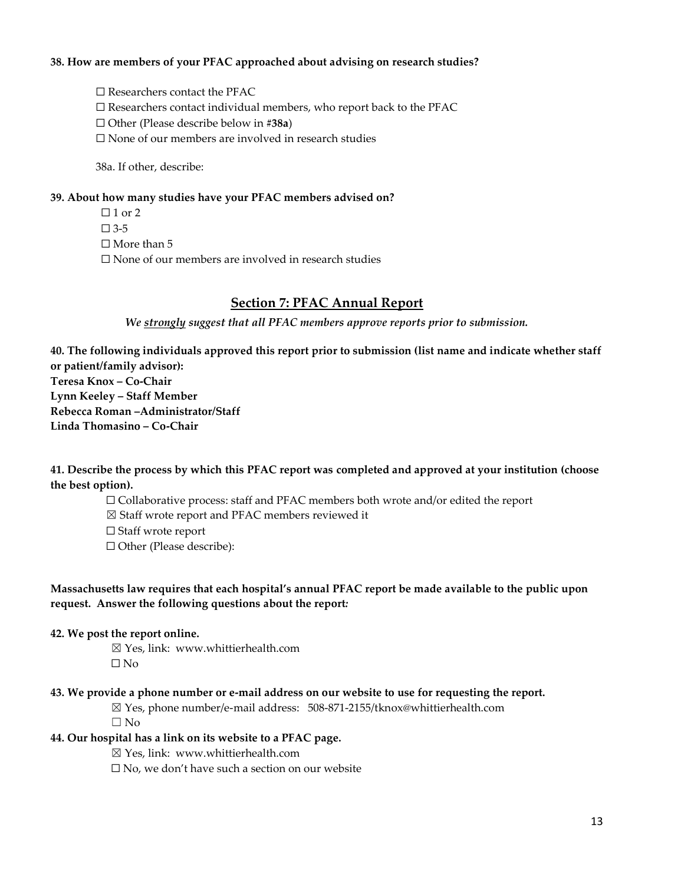**38. How are members of your PFAC approached about advising on research studies?**

☐ Researchers contact the PFAC
☐ Researchers contact individual members, who report back to the PFAC
☐ Other (Please describe below in #**38a**)
☐ None of our members are involved in research studies

38a. If other, describe:

**39. About how many studies have your PFAC members advised on?**

☐ 1 or 2
☐ 3-5
☐ More than 5
☐ None of our members are involved in research studies

## Section 7: PFAC Annual Report

*We __strongly__ suggest that all PFAC members approve reports prior to submission.*

**40. The following individuals approved this report prior to submission (list name and indicate whether staff or patient/family advisor):**

**Teresa Knox – Co-Chair**
**Lynn Keeley – Staff Member**
**Rebecca Roman –Administrator/Staff**
**Linda Thomasino – Co-Chair**

**41. Describe the process by which this PFAC report was completed and approved at your institution (choose the best option).**

☐ Collaborative process: staff and PFAC members both wrote and/or edited the report
☒ Staff wrote report and PFAC members reviewed it
☐ Staff wrote report
☐ Other (Please describe):

**Massachusetts law requires that each hospital's annual PFAC report be made available to the public upon request. Answer the following questions about the report*:***

**42. We post the report online.**

☒ Yes, link: www.whittierhealth.com
☐ No

**43. We provide a phone number or e-mail address on our website to use for requesting the report.**

☒ Yes, phone number/e-mail address: 508-871-2155/tknox@whittierhealth.com
☐ No

**44. Our hospital has a link on its website to a PFAC page.**

☒ Yes, link: www.whittierhealth.com
☐ No, we don't have such a section on our website